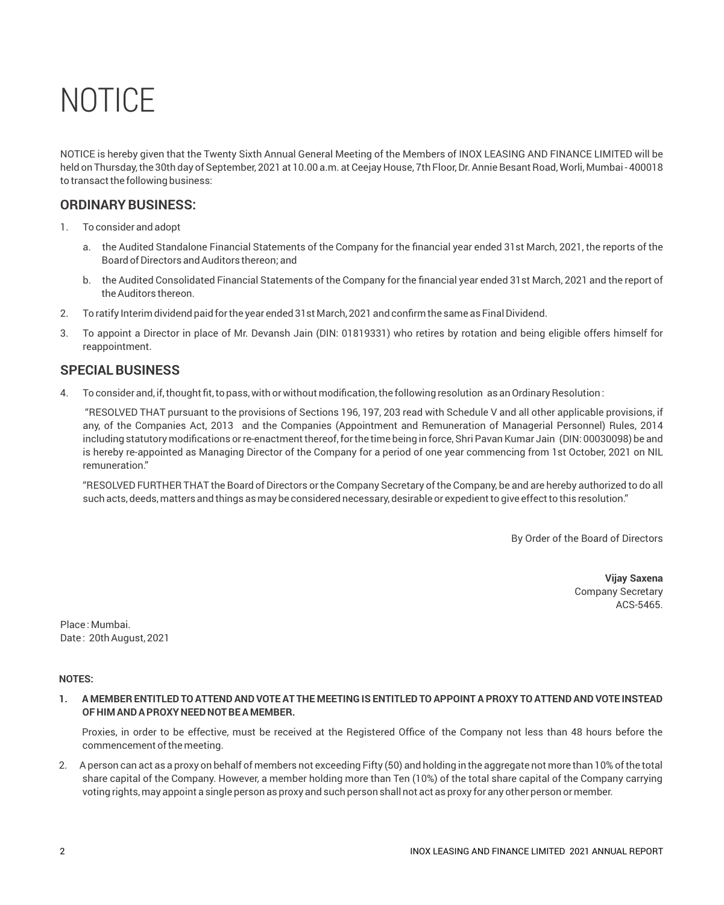# NOTICE

NOTICE is hereby given that the Twenty Sixth Annual General Meeting of the Members of INOX LEASING AND FINANCE LIMITED will be held on Thursday, the 30th day of September, 2021 at 10.00 a.m. at Ceejay House, 7th Floor, Dr. Annie Besant Road, Worli, Mumbai - 400018 to transact the following business:

## ORDINARY BUSINESS:

1. To consider and adopt
   a. the Audited Standalone Financial Statements of the Company for the financial year ended 31st March, 2021, the reports of the Board of Directors and Auditors thereon; and
   b. the Audited Consolidated Financial Statements of the Company for the financial year ended 31st March, 2021 and the report of the Auditors thereon.
2. To ratify Interim dividend paid for the year ended 31st March, 2021 and confirm the same as Final Dividend.
3. To appoint a Director in place of Mr. Devansh Jain (DIN: 01819331) who retires by rotation and being eligible offers himself for reappointment.

## SPECIAL BUSINESS

4. To consider and, if, thought fit, to pass, with or without modification, the following resolution as an Ordinary Resolution :

   "RESOLVED THAT pursuant to the provisions of Sections 196, 197, 203 read with Schedule V and all other applicable provisions, if any, of the Companies Act, 2013 and the Companies (Appointment and Remuneration of Managerial Personnel) Rules, 2014 including statutory modifications or re-enactment thereof, for the time being in force, Shri Pavan Kumar Jain (DIN: 00030098) be and is hereby re-appointed as Managing Director of the Company for a period of one year commencing from 1st October, 2021 on NIL remuneration."

   "RESOLVED FURTHER THAT the Board of Directors or the Company Secretary of the Company, be and are hereby authorized to do all such acts, deeds, matters and things as may be considered necessary, desirable or expedient to give effect to this resolution."

By Order of the Board of Directors

**Vijay Saxena**
Company Secretary
ACS-5465.

Place : Mumbai.
Date : 20th August, 2021

**NOTES:**

1. **A MEMBER ENTITLED TO ATTEND AND VOTE AT THE MEETING IS ENTITLED TO APPOINT A PROXY TO ATTEND AND VOTE INSTEAD OF HIM AND A PROXY NEED NOT BE A MEMBER.**

   Proxies, in order to be effective, must be received at the Registered Office of the Company not less than 48 hours before the commencement of the meeting.

2. A person can act as a proxy on behalf of members not exceeding Fifty (50) and holding in the aggregate not more than 10% of the total share capital of the Company. However, a member holding more than Ten (10%) of the total share capital of the Company carrying voting rights, may appoint a single person as proxy and such person shall not act as proxy for any other person or member.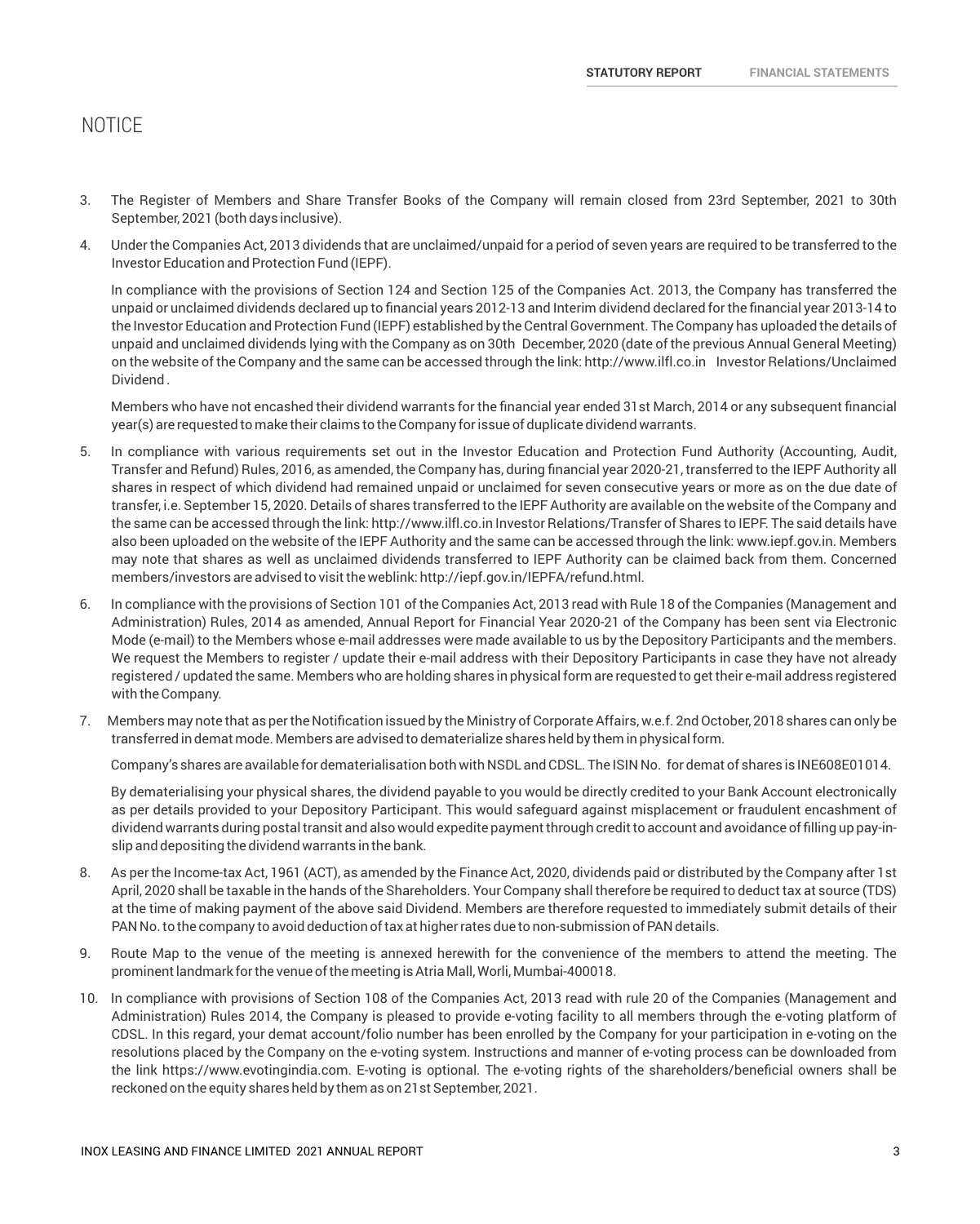# NOTICE

3. The Register of Members and Share Transfer Books of the Company will remain closed from 23rd September, 2021 to 30th September, 2021 (both days inclusive).

4. Under the Companies Act, 2013 dividends that are unclaimed/unpaid for a period of seven years are required to be transferred to the Investor Education and Protection Fund (IEPF).

   In compliance with the provisions of Section 124 and Section 125 of the Companies Act. 2013, the Company has transferred the unpaid or unclaimed dividends declared up to financial years 2012-13 and Interim dividend declared for the financial year 2013-14 to the Investor Education and Protection Fund (IEPF) established by the Central Government. The Company has uploaded the details of unpaid and unclaimed dividends lying with the Company as on 30th December, 2020 (date of the previous Annual General Meeting) on the website of the Company and the same can be accessed through the link: http://www.ilfl.co.in Investor Relations/Unclaimed Dividend .

   Members who have not encashed their dividend warrants for the financial year ended 31st March, 2014 or any subsequent financial year(s) are requested to make their claims to the Company for issue of duplicate dividend warrants.

5. In compliance with various requirements set out in the Investor Education and Protection Fund Authority (Accounting, Audit, Transfer and Refund) Rules, 2016, as amended, the Company has, during financial year 2020-21, transferred to the IEPF Authority all shares in respect of which dividend had remained unpaid or unclaimed for seven consecutive years or more as on the due date of transfer, i.e. September 15, 2020. Details of shares transferred to the IEPF Authority are available on the website of the Company and the same can be accessed through the link: http://www.ilfl.co.in Investor Relations/Transfer of Shares to IEPF. The said details have also been uploaded on the website of the IEPF Authority and the same can be accessed through the link: www.iepf.gov.in. Members may note that shares as well as unclaimed dividends transferred to IEPF Authority can be claimed back from them. Concerned members/investors are advised to visit the weblink: http://iepf.gov.in/IEPFA/refund.html.

6. In compliance with the provisions of Section 101 of the Companies Act, 2013 read with Rule 18 of the Companies (Management and Administration) Rules, 2014 as amended, Annual Report for Financial Year 2020-21 of the Company has been sent via Electronic Mode (e-mail) to the Members whose e-mail addresses were made available to us by the Depository Participants and the members. We request the Members to register / update their e-mail address with their Depository Participants in case they have not already registered / updated the same. Members who are holding shares in physical form are requested to get their e-mail address registered with the Company.

7. Members may note that as per the Notification issued by the Ministry of Corporate Affairs, w.e.f. 2nd October, 2018 shares can only be transferred in demat mode. Members are advised to dematerialize shares held by them in physical form.

   Company's shares are available for dematerialisation both with NSDL and CDSL. The ISIN No. for demat of shares is INE608E01014.

   By dematerialising your physical shares, the dividend payable to you would be directly credited to your Bank Account electronically as per details provided to your Depository Participant. This would safeguard against misplacement or fraudulent encashment of dividend warrants during postal transit and also would expedite payment through credit to account and avoidance of filling up pay-in-slip and depositing the dividend warrants in the bank.

8. As per the Income-tax Act, 1961 (ACT), as amended by the Finance Act, 2020, dividends paid or distributed by the Company after 1st April, 2020 shall be taxable in the hands of the Shareholders. Your Company shall therefore be required to deduct tax at source (TDS) at the time of making payment of the above said Dividend. Members are therefore requested to immediately submit details of their PAN No. to the company to avoid deduction of tax at higher rates due to non-submission of PAN details.

9. Route Map to the venue of the meeting is annexed herewith for the convenience of the members to attend the meeting. The prominent landmark for the venue of the meeting is Atria Mall, Worli, Mumbai-400018.

10. In compliance with provisions of Section 108 of the Companies Act, 2013 read with rule 20 of the Companies (Management and Administration) Rules 2014, the Company is pleased to provide e-voting facility to all members through the e-voting platform of CDSL. In this regard, your demat account/folio number has been enrolled by the Company for your participation in e-voting on the resolutions placed by the Company on the e-voting system. Instructions and manner of e-voting process can be downloaded from the link https://www.evotingindia.com. E-voting is optional. The e-voting rights of the shareholders/beneficial owners shall be reckoned on the equity shares held by them as on 21st September, 2021.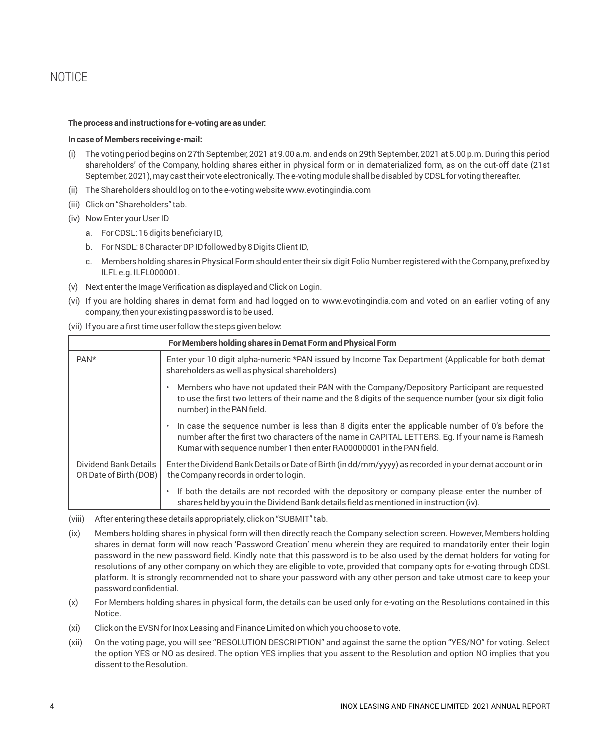# NOTICE

**The process and instructions for e-voting are as under:**

**In case of Members receiving e-mail:**

(i) The voting period begins on 27th September, 2021 at 9.00 a.m. and ends on 29th September, 2021 at 5.00 p.m. During this period shareholders' of the Company, holding shares either in physical form or in dematerialized form, as on the cut-off date (21st September, 2021), may cast their vote electronically. The e-voting module shall be disabled by CDSL for voting thereafter.

(ii) The Shareholders should log on to the e-voting website www.evotingindia.com

(iii) Click on "Shareholders" tab.

(iv) Now Enter your User ID

a. For CDSL: 16 digits beneficiary ID,

b. For NSDL: 8 Character DP ID followed by 8 Digits Client ID,

c. Members holding shares in Physical Form should enter their six digit Folio Number registered with the Company, prefixed by ILFL e.g. ILFL000001.

(v) Next enter the Image Verification as displayed and Click on Login.

(vi) If you are holding shares in demat form and had logged on to www.evotingindia.com and voted on an earlier voting of any company, then your existing password is to be used.

(vii) If you are a first time user follow the steps given below:

| For Members holding shares in Demat Form and Physical Form | |
|---|---|
| PAN* | Enter your 10 digit alpha-numeric *PAN issued by Income Tax Department (Applicable for both demat shareholders as well as physical shareholders)<br>• Members who have not updated their PAN with the Company/Depository Participant are requested to use the first two letters of their name and the 8 digits of the sequence number (your six digit folio number) in the PAN field.<br>• In case the sequence number is less than 8 digits enter the applicable number of 0's before the number after the first two characters of the name in CAPITAL LETTERS. Eg. If your name is Ramesh Kumar with sequence number 1 then enter RA00000001 in the PAN field. |
| Dividend Bank Details OR Date of Birth (DOB) | Enter the Dividend Bank Details or Date of Birth (in dd/mm/yyyy) as recorded in your demat account or in the Company records in order to login.<br>• If both the details are not recorded with the depository or company please enter the number of shares held by you in the Dividend Bank details field as mentioned in instruction (iv). |

(viii) After entering these details appropriately, click on "SUBMIT" tab.

(ix) Members holding shares in physical form will then directly reach the Company selection screen. However, Members holding shares in demat form will now reach 'Password Creation' menu wherein they are required to mandatorily enter their login password in the new password field. Kindly note that this password is to be also used by the demat holders for voting for resolutions of any other company on which they are eligible to vote, provided that company opts for e-voting through CDSL platform. It is strongly recommended not to share your password with any other person and take utmost care to keep your password confidential.

(x) For Members holding shares in physical form, the details can be used only for e-voting on the Resolutions contained in this Notice.

(xi) Click on the EVSN for Inox Leasing and Finance Limited on which you choose to vote.

(xii) On the voting page, you will see "RESOLUTION DESCRIPTION" and against the same the option "YES/NO" for voting. Select the option YES or NO as desired. The option YES implies that you assent to the Resolution and option NO implies that you dissent to the Resolution.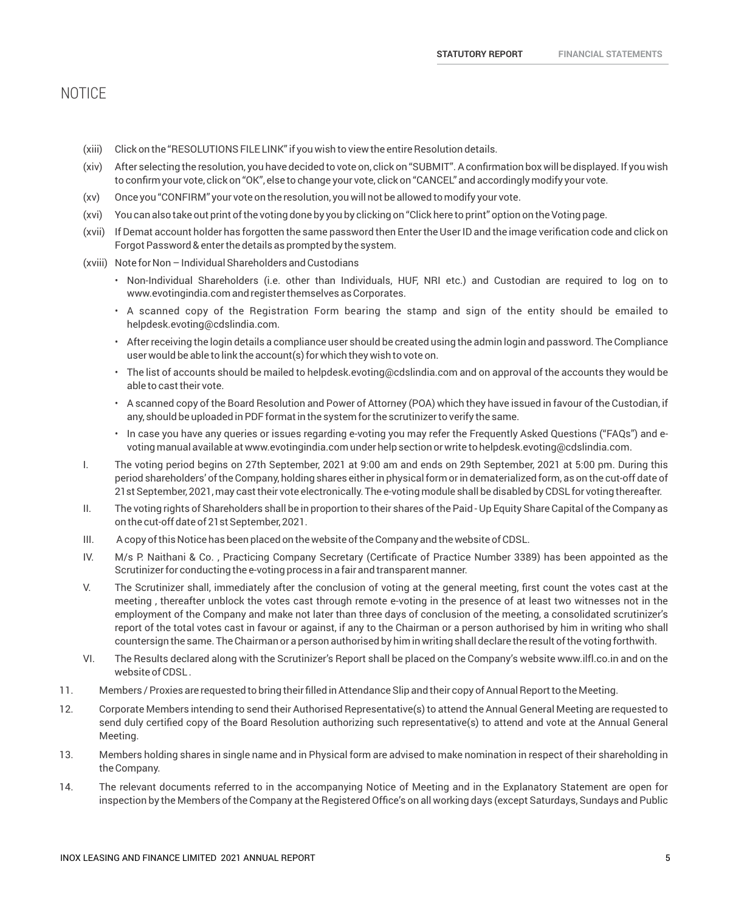# NOTICE

(xiii) Click on the "RESOLUTIONS FILE LINK" if you wish to view the entire Resolution details.

(xiv) After selecting the resolution, you have decided to vote on, click on "SUBMIT". A confirmation box will be displayed. If you wish to confirm your vote, click on "OK", else to change your vote, click on "CANCEL" and accordingly modify your vote.

(xv) Once you "CONFIRM" your vote on the resolution, you will not be allowed to modify your vote.

(xvi) You can also take out print of the voting done by you by clicking on "Click here to print" option on the Voting page.

(xvii) If Demat account holder has forgotten the same password then Enter the User ID and the image verification code and click on Forgot Password & enter the details as prompted by the system.

(xviii) Note for Non – Individual Shareholders and Custodians

- Non-Individual Shareholders (i.e. other than Individuals, HUF, NRI etc.) and Custodian are required to log on to www.evotingindia.com and register themselves as Corporates.
- A scanned copy of the Registration Form bearing the stamp and sign of the entity should be emailed to helpdesk.evoting@cdslindia.com.
- After receiving the login details a compliance user should be created using the admin login and password. The Compliance user would be able to link the account(s) for which they wish to vote on.
- The list of accounts should be mailed to helpdesk.evoting@cdslindia.com and on approval of the accounts they would be able to cast their vote.
- A scanned copy of the Board Resolution and Power of Attorney (POA) which they have issued in favour of the Custodian, if any, should be uploaded in PDF format in the system for the scrutinizer to verify the same.
- In case you have any queries or issues regarding e-voting you may refer the Frequently Asked Questions ("FAQs") and e-voting manual available at www.evotingindia.com under help section or write to helpdesk.evoting@cdslindia.com.

I. The voting period begins on 27th September, 2021 at 9:00 am and ends on 29th September, 2021 at 5:00 pm. During this period shareholders' of the Company, holding shares either in physical form or in dematerialized form, as on the cut-off date of 21st September, 2021, may cast their vote electronically. The e-voting module shall be disabled by CDSL for voting thereafter.

II. The voting rights of Shareholders shall be in proportion to their shares of the Paid - Up Equity Share Capital of the Company as on the cut-off date of 21st September, 2021.

III. A copy of this Notice has been placed on the website of the Company and the website of CDSL.

IV. M/s P. Naithani & Co. , Practicing Company Secretary (Certificate of Practice Number 3389) has been appointed as the Scrutinizer for conducting the e-voting process in a fair and transparent manner.

V. The Scrutinizer shall, immediately after the conclusion of voting at the general meeting, first count the votes cast at the meeting , thereafter unblock the votes cast through remote e-voting in the presence of at least two witnesses not in the employment of the Company and make not later than three days of conclusion of the meeting, a consolidated scrutinizer's report of the total votes cast in favour or against, if any to the Chairman or a person authorised by him in writing who shall countersign the same. The Chairman or a person authorised by him in writing shall declare the result of the voting forthwith.

VI. The Results declared along with the Scrutinizer's Report shall be placed on the Company's website www.ilfl.co.in and on the website of CDSL.

11. Members / Proxies are requested to bring their filled in Attendance Slip and their copy of Annual Report to the Meeting.

12. Corporate Members intending to send their Authorised Representative(s) to attend the Annual General Meeting are requested to send duly certified copy of the Board Resolution authorizing such representative(s) to attend and vote at the Annual General Meeting.

13. Members holding shares in single name and in Physical form are advised to make nomination in respect of their shareholding in the Company.

14. The relevant documents referred to in the accompanying Notice of Meeting and in the Explanatory Statement are open for inspection by the Members of the Company at the Registered Office's on all working days (except Saturdays, Sundays and Public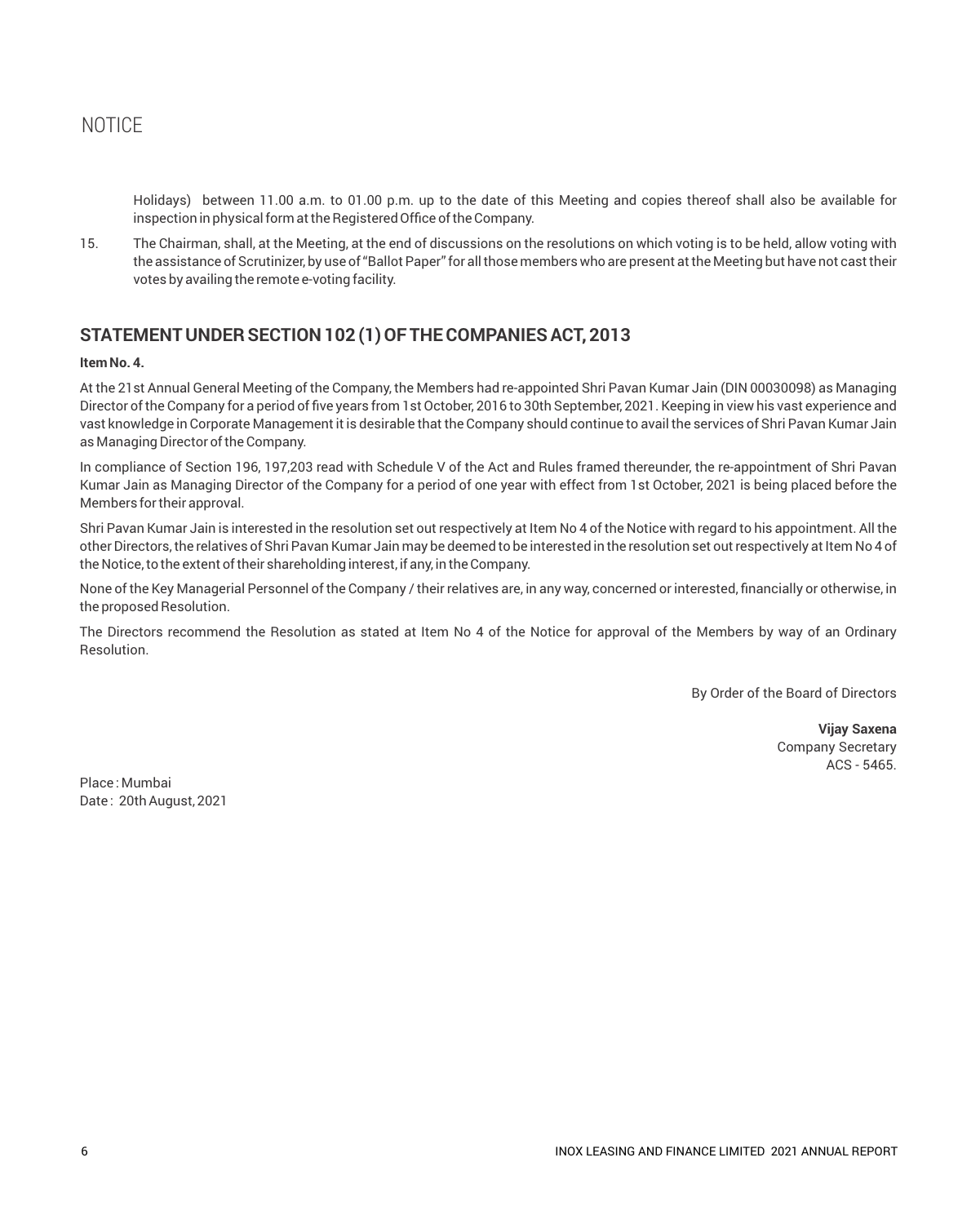Holidays) between 11.00 a.m. to 01.00 p.m. up to the date of this Meeting and copies thereof shall also be available for inspection in physical form at the Registered Office of the Company.

15. The Chairman, shall, at the Meeting, at the end of discussions on the resolutions on which voting is to be held, allow voting with the assistance of Scrutinizer, by use of "Ballot Paper" for all those members who are present at the Meeting but have not cast their votes by availing the remote e-voting facility.

## STATEMENT UNDER SECTION 102 (1) OF THE COMPANIES ACT, 2013

**Item No. 4.**

At the 21st Annual General Meeting of the Company, the Members had re-appointed Shri Pavan Kumar Jain (DIN 00030098) as Managing Director of the Company for a period of five years from 1st October, 2016 to 30th September, 2021. Keeping in view his vast experience and vast knowledge in Corporate Management it is desirable that the Company should continue to avail the services of Shri Pavan Kumar Jain as Managing Director of the Company.

In compliance of Section 196, 197,203 read with Schedule V of the Act and Rules framed thereunder, the re-appointment of Shri Pavan Kumar Jain as Managing Director of the Company for a period of one year with effect from 1st October, 2021 is being placed before the Members for their approval.

Shri Pavan Kumar Jain is interested in the resolution set out respectively at Item No 4 of the Notice with regard to his appointment. All the other Directors, the relatives of Shri Pavan Kumar Jain may be deemed to be interested in the resolution set out respectively at Item No 4 of the Notice, to the extent of their shareholding interest, if any, in the Company.

None of the Key Managerial Personnel of the Company / their relatives are, in any way, concerned or interested, financially or otherwise, in the proposed Resolution.

The Directors recommend the Resolution as stated at Item No 4 of the Notice for approval of the Members by way of an Ordinary Resolution.

By Order of the Board of Directors

**Vijay Saxena**
Company Secretary
ACS - 5465.

Place : Mumbai
Date : 20th August, 2021